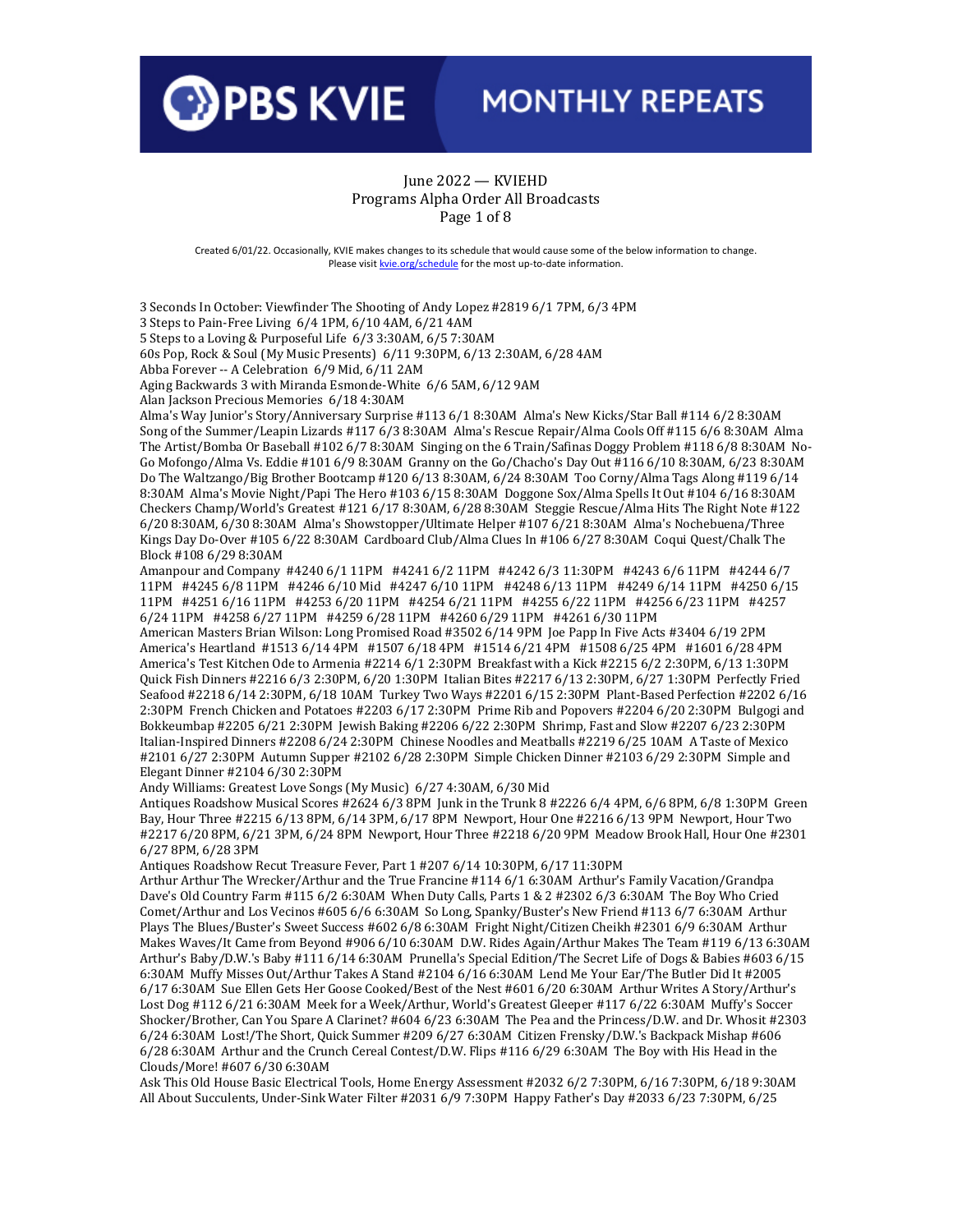# PBS KVIE MONTHLY REPEATS

June 2022 — KVIEHD
Programs Alpha Order All Broadcasts
Page 1 of 8

Created 6/01/22. Occasionally, KVIE makes changes to its schedule that would cause some of the below information to change. Please visit kvie.org/schedule for the most up-to-date information.

3 Seconds In October: Viewfinder The Shooting of Andy Lopez #2819 6/1 7PM, 6/3 4PM
3 Steps to Pain-Free Living 6/4 1PM, 6/10 4AM, 6/21 4AM
5 Steps to a Loving & Purposeful Life 6/3 3:30AM, 6/5 7:30AM
60s Pop, Rock & Soul (My Music Presents) 6/11 9:30PM, 6/13 2:30AM, 6/28 4AM
Abba Forever -- A Celebration 6/9 Mid, 6/11 2AM
Aging Backwards 3 with Miranda Esmonde-White 6/6 5AM, 6/12 9AM
Alan Jackson Precious Memories 6/18 4:30AM
Alma's Way Junior's Story/Anniversary Surprise #113 6/1 8:30AM Alma's New Kicks/Star Ball #114 6/2 8:30AM Song of the Summer/Leapin Lizards #117 6/3 8:30AM Alma's Rescue Repair/Alma Cools Off #115 6/6 8:30AM Alma The Artist/Bomba Or Baseball #102 6/7 8:30AM Singing on the 6 Train/Safinas Doggy Problem #118 6/8 8:30AM No-Go Mofongo/Alma Vs. Eddie #101 6/9 8:30AM Granny on the Go/Chacho's Day Out #116 6/10 8:30AM, 6/23 8:30AM Do The Waltzango/Big Brother Bootcamp #120 6/13 8:30AM, 6/24 8:30AM Too Corny/Alma Tags Along #119 6/14 8:30AM Alma's Movie Night/Papi The Hero #103 6/15 8:30AM Doggone Sox/Alma Spells It Out #104 6/16 8:30AM Checkers Champ/World's Greatest #121 6/17 8:30AM, 6/28 8:30AM Steggie Rescue/Alma Hits The Right Note #122 6/20 8:30AM, 6/30 8:30AM Alma's Showstopper/Ultimate Helper #107 6/21 8:30AM Alma's Nochebuena/Three Kings Day Do-Over #105 6/22 8:30AM Cardboard Club/Alma Clues In #106 6/27 8:30AM Coqui Quest/Chalk The Block #108 6/29 8:30AM
Amanpour and Company #4240 6/1 11PM #4241 6/2 11PM #4242 6/3 11:30PM #4243 6/6 11PM #4244 6/7 11PM #4245 6/8 11PM #4246 6/10 Mid #4247 6/10 11PM #4248 6/13 11PM #4249 6/14 11PM #4250 6/15 11PM #4251 6/16 11PM #4253 6/20 11PM #4254 6/21 11PM #4255 6/22 11PM #4256 6/23 11PM #4257 6/24 11PM #4258 6/27 11PM #4259 6/28 11PM #4260 6/29 11PM #4261 6/30 11PM
American Masters Brian Wilson: Long Promised Road #3502 6/14 9PM Joe Papp In Five Acts #3404 6/19 2PM
America's Heartland #1513 6/14 4PM #1507 6/18 4PM #1514 6/21 4PM #1508 6/25 4PM #1601 6/28 4PM
America's Test Kitchen Ode to Armenia #2214 6/1 2:30PM Breakfast with a Kick #2215 6/2 2:30PM, 6/13 1:30PM Quick Fish Dinners #2216 6/3 2:30PM, 6/20 1:30PM Italian Bites #2217 6/13 2:30PM, 6/27 1:30PM Perfectly Fried Seafood #2218 6/14 2:30PM, 6/18 10AM Turkey Two Ways #2201 6/15 2:30PM Plant-Based Perfection #2202 6/16 2:30PM French Chicken and Potatoes #2203 6/17 2:30PM Prime Rib and Popovers #2204 6/20 2:30PM Bulgogi and Bokkeumbap #2205 6/21 2:30PM Jewish Baking #2206 6/22 2:30PM Shrimp, Fast and Slow #2207 6/23 2:30PM Italian-Inspired Dinners #2208 6/24 2:30PM Chinese Noodles and Meatballs #2219 6/25 10AM A Taste of Mexico #2101 6/27 2:30PM Autumn Supper #2102 6/28 2:30PM Simple Chicken Dinner #2103 6/29 2:30PM Simple and Elegant Dinner #2104 6/30 2:30PM
Andy Williams: Greatest Love Songs (My Music) 6/27 4:30AM, 6/30 Mid
Antiques Roadshow Musical Scores #2624 6/3 8PM Junk in the Trunk 8 #2226 6/4 4PM, 6/6 8PM, 6/8 1:30PM Green Bay, Hour Three #2215 6/13 8PM, 6/14 3PM, 6/17 8PM Newport, Hour One #2216 6/13 9PM Newport, Hour Two #2217 6/20 8PM, 6/21 3PM, 6/24 8PM Newport, Hour Three #2218 6/20 9PM Meadow Brook Hall, Hour One #2301 6/27 8PM, 6/28 3PM
Antiques Roadshow Recut Treasure Fever, Part 1 #207 6/14 10:30PM, 6/17 11:30PM
Arthur Arthur The Wrecker/Arthur and the True Francine #114 6/1 6:30AM Arthur's Family Vacation/Grandpa Dave's Old Country Farm #115 6/2 6:30AM When Duty Calls, Parts 1 & 2 #2302 6/3 6:30AM The Boy Who Cried Comet/Arthur and Los Vecinos #605 6/6 6:30AM So Long, Spanky/Buster's New Friend #113 6/7 6:30AM Arthur Plays The Blues/Buster's Sweet Success #602 6/8 6:30AM Fright Night/Citizen Cheikh #2301 6/9 6:30AM Arthur Makes Waves/It Came from Beyond #906 6/10 6:30AM D.W. Rides Again/Arthur Makes The Team #119 6/13 6:30AM Arthur's Baby/D.W.'s Baby #111 6/14 6:30AM Prunella's Special Edition/The Secret Life of Dogs & Babies #603 6/15 6:30AM Muffy Misses Out/Arthur Takes A Stand #2104 6/16 6:30AM Lend Me Your Ear/The Butler Did It #2005 6/17 6:30AM Sue Ellen Gets Her Goose Cooked/Best of the Nest #601 6/20 6:30AM Arthur Writes A Story/Arthur's Lost Dog #112 6/21 6:30AM Meek for a Week/Arthur, World's Greatest Gleeper #117 6/22 6:30AM Muffy's Soccer Shocker/Brother, Can You Spare A Clarinet? #604 6/23 6:30AM The Pea and the Princess/D.W. and Dr. Whosit #2303 6/24 6:30AM Lost!/The Short, Quick Summer #209 6/27 6:30AM Citizen Frensky/D.W.'s Backpack Mishap #606 6/28 6:30AM Arthur and the Crunch Cereal Contest/D.W. Flips #116 6/29 6:30AM The Boy with His Head in the Clouds/More! #607 6/30 6:30AM
Ask This Old House Basic Electrical Tools, Home Energy Assessment #2032 6/2 7:30PM, 6/16 7:30PM, 6/18 9:30AM All About Succulents, Under-Sink Water Filter #2031 6/9 7:30PM Happy Father's Day #2033 6/23 7:30PM, 6/25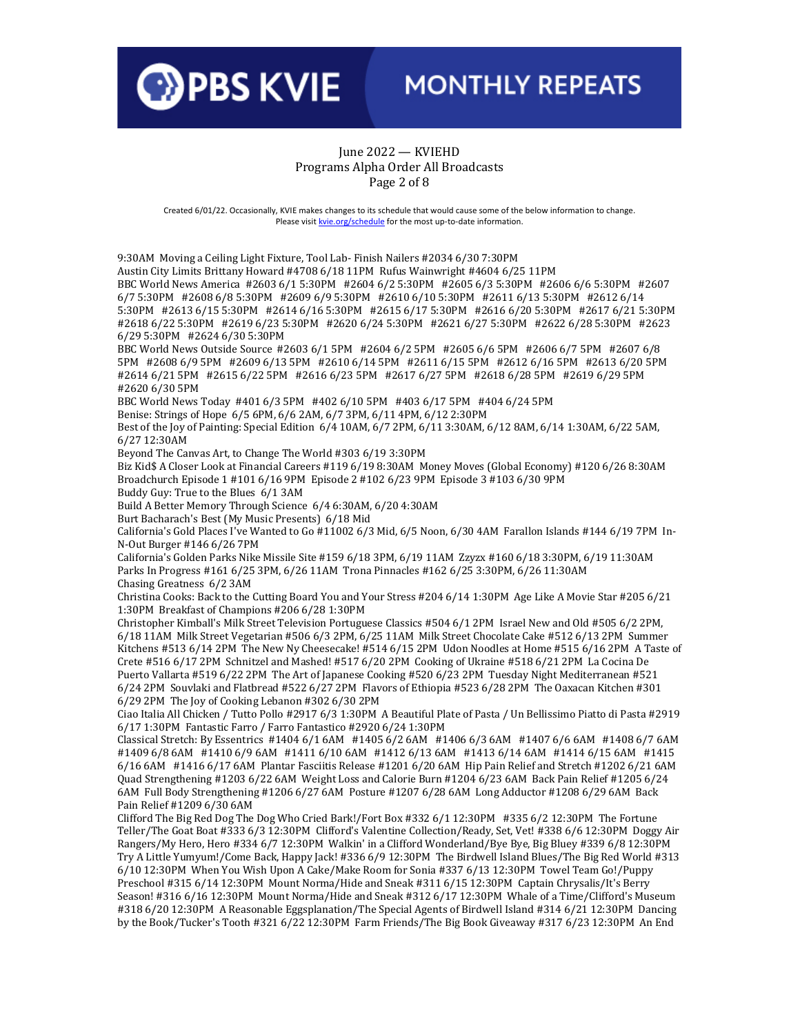# PBS KVIE MONTHLY REPEATS

June 2022 — KVIEHD
Programs Alpha Order All Broadcasts

Created 6/01/22. Occasionally, KVIE makes changes to its schedule that would cause some of the below information to change. Please visit kvie.org/schedule for the most up-to-date information.

9:30AM Moving a Ceiling Light Fixture, Tool Lab- Finish Nailers #2034 6/30 7:30PM

Austin City Limits Brittany Howard #4708 6/18 11PM Rufus Wainwright #4604 6/25 11PM

BBC World News America #2603 6/1 5:30PM #2604 6/2 5:30PM #2605 6/3 5:30PM #2606 6/6 5:30PM #2607 6/7 5:30PM #2608 6/8 5:30PM #2609 6/9 5:30PM #2610 6/10 5:30PM #2611 6/13 5:30PM #2612 6/14 5:30PM #2613 6/15 5:30PM #2614 6/16 5:30PM #2615 6/17 5:30PM #2616 6/20 5:30PM #2617 6/21 5:30PM #2618 6/22 5:30PM #2619 6/23 5:30PM #2620 6/24 5:30PM #2621 6/27 5:30PM #2622 6/28 5:30PM #2623 6/29 5:30PM #2624 6/30 5:30PM

BBC World News Outside Source #2603 6/1 5PM #2604 6/2 5PM #2605 6/6 5PM #2606 6/7 5PM #2607 6/8 5PM #2608 6/9 5PM #2609 6/13 5PM #2610 6/14 5PM #2611 6/15 5PM #2612 6/16 5PM #2613 6/20 5PM #2614 6/21 5PM #2615 6/22 5PM #2616 6/23 5PM #2617 6/27 5PM #2618 6/28 5PM #2619 6/29 5PM #2620 6/30 5PM

BBC World News Today #401 6/3 5PM #402 6/10 5PM #403 6/17 5PM #404 6/24 5PM

Benise: Strings of Hope 6/5 6PM, 6/6 2AM, 6/7 3PM, 6/11 4PM, 6/12 2:30PM

Best of the Joy of Painting: Special Edition 6/4 10AM, 6/7 2PM, 6/11 3:30AM, 6/12 8AM, 6/14 1:30AM, 6/22 5AM, 6/27 12:30AM

Beyond The Canvas Art, to Change The World #303 6/19 3:30PM

Biz Kid$ A Closer Look at Financial Careers #119 6/19 8:30AM Money Moves (Global Economy) #120 6/26 8:30AM

Broadchurch Episode 1 #101 6/16 9PM Episode 2 #102 6/23 9PM Episode 3 #103 6/30 9PM

Buddy Guy: True to the Blues 6/1 3AM

Build A Better Memory Through Science 6/4 6:30AM, 6/20 4:30AM

Burt Bacharach's Best (My Music Presents) 6/18 Mid

California's Gold Places I've Wanted to Go #11002 6/3 Mid, 6/5 Noon, 6/30 4AM Farallon Islands #144 6/19 7PM In-N-Out Burger #146 6/26 7PM

California's Golden Parks Nike Missile Site #159 6/18 3PM, 6/19 11AM Zzyzx #160 6/18 3:30PM, 6/19 11:30AM Parks In Progress #161 6/25 3PM, 6/26 11AM Trona Pinnacles #162 6/25 3:30PM, 6/26 11:30AM

Chasing Greatness 6/2 3AM

Christina Cooks: Back to the Cutting Board You and Your Stress #204 6/14 1:30PM Age Like A Movie Star #205 6/21 1:30PM Breakfast of Champions #206 6/28 1:30PM

Christopher Kimball's Milk Street Television Portuguese Classics #504 6/1 2PM Israel New and Old #505 6/2 2PM, 6/18 11AM Milk Street Vegetarian #506 6/3 2PM, 6/25 11AM Milk Street Chocolate Cake #512 6/13 2PM Summer Kitchens #513 6/14 2PM The New Ny Cheesecake! #514 6/15 2PM Udon Noodles at Home #515 6/16 2PM A Taste of Crete #516 6/17 2PM Schnitzel and Mashed! #517 6/20 2PM Cooking of Ukraine #518 6/21 2PM La Cocina De Puerto Vallarta #519 6/22 2PM The Art of Japanese Cooking #520 6/23 2PM Tuesday Night Mediterranean #521 6/24 2PM Souvlaki and Flatbread #522 6/27 2PM Flavors of Ethiopia #523 6/28 2PM The Oaxacan Kitchen #301 6/29 2PM The Joy of Cooking Lebanon #302 6/30 2PM

Ciao Italia All Chicken / Tutto Pollo #2917 6/3 1:30PM A Beautiful Plate of Pasta / Un Bellissimo Piatto di Pasta #2919 6/17 1:30PM Fantastic Farro / Farro Fantastico #2920 6/24 1:30PM

Classical Stretch: By Essentrics #1404 6/1 6AM #1405 6/2 6AM #1406 6/3 6AM #1407 6/6 6AM #1408 6/7 6AM #1409 6/8 6AM #1410 6/9 6AM #1411 6/10 6AM #1412 6/13 6AM #1413 6/14 6AM #1414 6/15 6AM #1415 6/16 6AM #1416 6/17 6AM Plantar Fasciitis Release #1201 6/20 6AM Hip Pain Relief and Stretch #1202 6/21 6AM Quad Strengthening #1203 6/22 6AM Weight Loss and Calorie Burn #1204 6/23 6AM Back Pain Relief #1205 6/24 6AM Full Body Strengthening #1206 6/27 6AM Posture #1207 6/28 6AM Long Adductor #1208 6/29 6AM Back Pain Relief #1209 6/30 6AM

Clifford The Big Red Dog The Dog Who Cried Bark!/Fort Box #332 6/1 12:30PM #335 6/2 12:30PM The Fortune Teller/The Goat Boat #333 6/3 12:30PM Clifford's Valentine Collection/Ready, Set, Vet! #338 6/6 12:30PM Doggy Air Rangers/My Hero, Hero #334 6/7 12:30PM Walkin' in a Clifford Wonderland/Bye Bye, Big Bluey #339 6/8 12:30PM Try A Little Yumyum!/Come Back, Happy Jack! #336 6/9 12:30PM The Birdwell Island Blues/The Big Red World #313 6/10 12:30PM When You Wish Upon A Cake/Make Room for Sonia #337 6/13 12:30PM Towel Team Go!/Puppy Preschool #315 6/14 12:30PM Mount Norma/Hide and Sneak #311 6/15 12:30PM Captain Chrysalis/It's Berry Season! #316 6/16 12:30PM Mount Norma/Hide and Sneak #312 6/17 12:30PM Whale of a Time/Clifford's Museum #318 6/20 12:30PM A Reasonable Eggsplanation/The Special Agents of Birdwell Island #314 6/21 12:30PM Dancing by the Book/Tucker's Tooth #321 6/22 12:30PM Farm Friends/The Big Book Giveaway #317 6/23 12:30PM An End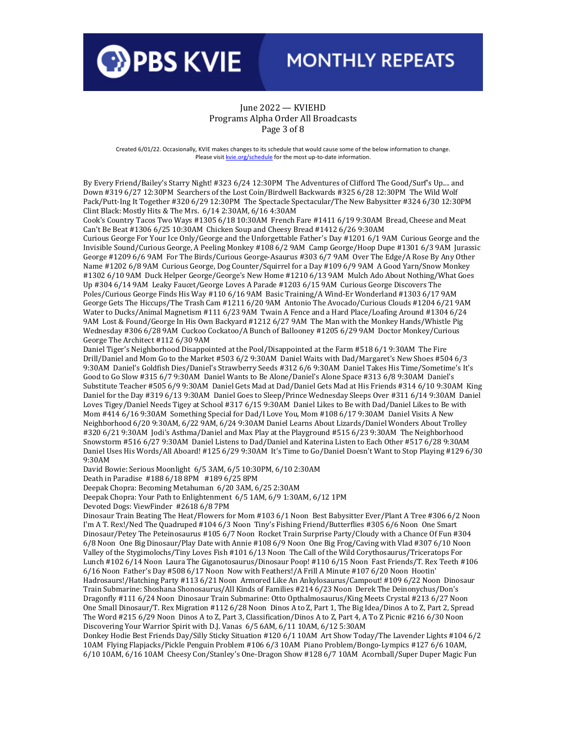June 2022 — KVIEHD
Programs Alpha Order All Broadcasts
Page 3 of 8

Created 6/01/22. Occasionally, KVIE makes changes to its schedule that would cause some of the below information to change. Please visit kvie.org/schedule for the most up-to-date information.

By Every Friend/Bailey's Starry Night! #323 6/24 12:30PM The Adventures of Clifford The Good/Surf's Up.... and Down #319 6/27 12:30PM Searchers of the Lost Coin/Birdwell Backwards #325 6/28 12:30PM The Wild Wolf Pack/Putt-Ing It Together #320 6/29 12:30PM The Spectacle Spectacular/The New Babysitter #324 6/30 12:30PM

Clint Black: Mostly Hits & The Mrs. 6/14 2:30AM, 6/16 4:30AM

Cook's Country Tacos Two Ways #1305 6/18 10:30AM French Fare #1411 6/19 9:30AM Bread, Cheese and Meat Can't Be Beat #1306 6/25 10:30AM Chicken Soup and Cheesy Bread #1412 6/26 9:30AM

Curious George For Your Ice Only/George and the Unforgettable Father's Day #1201 6/1 9AM Curious George and the Invisible Sound/Curious George, A Peeling Monkey #108 6/2 9AM Camp George/Hoop Dupe #1301 6/3 9AM Jurassic George #1209 6/6 9AM For The Birds/Curious George-Asaurus #303 6/7 9AM Over The Edge/A Rose By Any Other Name #1202 6/8 9AM Curious George, Dog Counter/Squirrel for a Day #109 6/9 9AM A Good Yarn/Snow Monkey #1302 6/10 9AM Duck Helper George/George's New Home #1210 6/13 9AM Mulch Ado About Nothing/What Goes Up #304 6/14 9AM Leaky Faucet/George Loves A Parade #1203 6/15 9AM Curious George Discovers The Poles/Curious George Finds His Way #110 6/16 9AM Basic Training/A Wind-Er Wonderland #1303 6/17 9AM George Gets The Hiccups/The Trash Cam #1211 6/20 9AM Antonio The Avocado/Curious Clouds #1204 6/21 9AM Water to Ducks/Animal Magnetism #111 6/23 9AM Twain A Fence and a Hard Place/Loafing Around #1304 6/24 9AM Lost & Found/George In His Own Backyard #1212 6/27 9AM The Man with the Monkey Hands/Whistle Pig Wednesday #306 6/28 9AM Cuckoo Cockatoo/A Bunch of Ballooney #1205 6/29 9AM Doctor Monkey/Curious George The Architect #112 6/30 9AM

Daniel Tiger's Neighborhood Disappointed at the Pool/Disappointed at the Farm #518 6/1 9:30AM The Fire Drill/Daniel and Mom Go to the Market #503 6/2 9:30AM Daniel Waits with Dad/Margaret's New Shoes #504 6/3 9:30AM Daniel's Goldfish Dies/Daniel's Strawberry Seeds #312 6/6 9:30AM Daniel Takes His Time/Sometime's It's Good to Go Slow #315 6/7 9:30AM Daniel Wants to Be Alone/Daniel's Alone Space #313 6/8 9:30AM Daniel's Substitute Teacher #505 6/9 9:30AM Daniel Gets Mad at Dad/Daniel Gets Mad at His Friends #314 6/10 9:30AM King Daniel for the Day #319 6/13 9:30AM Daniel Goes to Sleep/Prince Wednesday Sleeps Over #311 6/14 9:30AM Daniel Loves Tigey/Daniel Needs Tigey at School #317 6/15 9:30AM Daniel Likes to Be with Dad/Daniel Likes to Be with Mom #414 6/16 9:30AM Something Special for Dad/I Love You, Mom #108 6/17 9:30AM Daniel Visits A New Neighborhood 6/20 9:30AM, 6/22 9AM, 6/24 9:30AM Daniel Learns About Lizards/Daniel Wonders About Trolley #320 6/21 9:30AM Jodi's Asthma/Daniel and Max Play at the Playground #515 6/23 9:30AM The Neighborhood Snowstorm #516 6/27 9:30AM Daniel Listens to Dad/Daniel and Katerina Listen to Each Other #517 6/28 9:30AM Daniel Uses His Words/All Aboard! #125 6/29 9:30AM It's Time to Go/Daniel Doesn't Want to Stop Playing #129 6/30 9:30AM

David Bowie: Serious Moonlight 6/5 3AM, 6/5 10:30PM, 6/10 2:30AM

Death in Paradise #188 6/18 8PM #189 6/25 8PM

Deepak Chopra: Becoming Metahuman 6/20 3AM, 6/25 2:30AM

Deepak Chopra: Your Path to Enlightenment 6/5 1AM, 6/9 1:30AM, 6/12 1PM

Devoted Dogs: ViewFinder #2618 6/8 7PM

Dinosaur Train Beating The Heat/Flowers for Mom #103 6/1 Noon Best Babysitter Ever/Plant A Tree #306 6/2 Noon I'm A T. Rex!/Ned The Quadruped #104 6/3 Noon Tiny's Fishing Friend/Butterflies #305 6/6 Noon One Smart Dinosaur/Petey The Peteinosaurus #105 6/7 Noon Rocket Train Surprise Party/Cloudy with a Chance Of Fun #304 6/8 Noon One Big Dinosaur/Play Date with Annie #108 6/9 Noon One Big Frog/Caving with Vlad #307 6/10 Noon Valley of the Stygimolochs/Tiny Loves Fish #101 6/13 Noon The Call of the Wild Corythosaurus/Triceratops For Lunch #102 6/14 Noon Laura The Giganotosaurus/Dinosaur Poop! #110 6/15 Noon Fast Friends/T. Rex Teeth #106 6/16 Noon Father's Day #508 6/17 Noon Now with Feathers!/A Frill A Minute #107 6/20 Noon Hootin' Hadrosaurs!/Hatching Party #113 6/21 Noon Armored Like An Ankylosaurus/Campout! #109 6/22 Noon Dinosaur Train Submarine: Shoshana Shonosaurus/All Kinds of Families #214 6/23 Noon Derek The Deinonychus/Don's Dragonfly #111 6/24 Noon Dinosaur Train Submarine: Otto Opthalmosaurus/King Meets Crystal #213 6/27 Noon One Small Dinosaur/T. Rex Migration #112 6/28 Noon Dinos A to Z, Part 1, The Big Idea/Dinos A to Z, Part 2, Spread The Word #215 6/29 Noon Dinos A to Z, Part 3, Classification/Dinos A to Z, Part 4, A To Z Picnic #216 6/30 Noon

Discovering Your Warrior Spirit with D.J. Vanas 6/5 6AM, 6/11 10AM, 6/12 5:30AM

Donkey Hodie Best Friends Day/Silly Sticky Situation #120 6/1 10AM Art Show Today/The Lavender Lights #104 6/2 10AM Flying Flapjacks/Pickle Penguin Problem #106 6/3 10AM Piano Problem/Bongo-Lympics #127 6/6 10AM, 6/10 10AM, 6/16 10AM Cheesy Con/Stanley's One-Dragon Show #128 6/7 10AM Acornball/Super Duper Magic Fun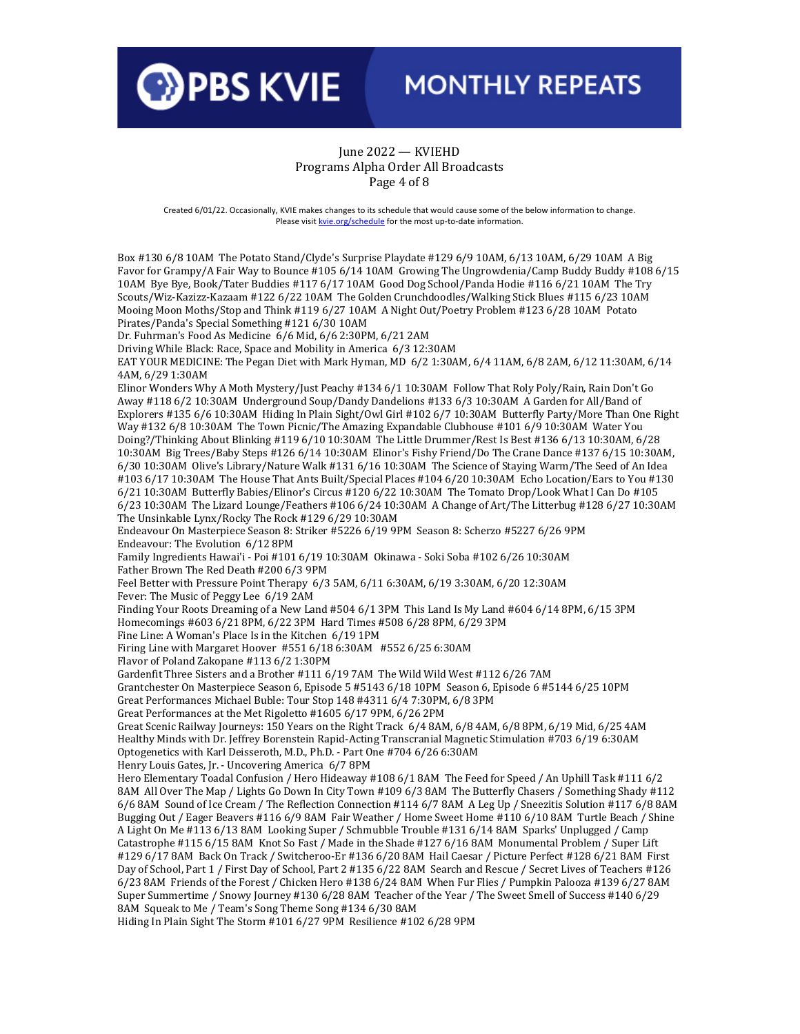June 2022 — KVIEHD
Programs Alpha Order All Broadcasts
Page 4 of 8

Created 6/01/22. Occasionally, KVIE makes changes to its schedule that would cause some of the below information to change. Please visit kvie.org/schedule for the most up-to-date information.

Box #130 6/8 10AM The Potato Stand/Clyde's Surprise Playdate #129 6/9 10AM, 6/13 10AM, 6/29 10AM A Big Favor for Grampy/A Fair Way to Bounce #105 6/14 10AM Growing The Ungrowdenia/Camp Buddy Buddy #108 6/15 10AM Bye Bye, Book/Tater Buddies #117 6/17 10AM Good Dog School/Panda Hodie #116 6/21 10AM The Try Scouts/Wiz-Kazizz-Kazaam #122 6/22 10AM The Golden Crunchdoodles/Walking Stick Blues #115 6/23 10AM Mooing Moon Moths/Stop and Think #119 6/27 10AM A Night Out/Poetry Problem #123 6/28 10AM Potato Pirates/Panda's Special Something #121 6/30 10AM

Dr. Fuhrman's Food As Medicine 6/6 Mid, 6/6 2:30PM, 6/21 2AM

Driving While Black: Race, Space and Mobility in America 6/3 12:30AM

EAT YOUR MEDICINE: The Pegan Diet with Mark Hyman, MD 6/2 1:30AM, 6/4 11AM, 6/8 2AM, 6/12 11:30AM, 6/14 4AM, 6/29 1:30AM

Elinor Wonders Why A Moth Mystery/Just Peachy #134 6/1 10:30AM Follow That Roly Poly/Rain, Rain Don't Go Away #118 6/2 10:30AM Underground Soup/Dandy Dandelions #133 6/3 10:30AM A Garden for All/Band of Explorers #135 6/6 10:30AM Hiding In Plain Sight/Owl Girl #102 6/7 10:30AM Butterfly Party/More Than One Right Way #132 6/8 10:30AM The Town Picnic/The Amazing Expandable Clubhouse #101 6/9 10:30AM Water You Doing?/Thinking About Blinking #119 6/10 10:30AM The Little Drummer/Rest Is Best #136 6/13 10:30AM, 6/28 10:30AM Big Trees/Baby Steps #126 6/14 10:30AM Elinor's Fishy Friend/Do The Crane Dance #137 6/15 10:30AM, 6/30 10:30AM Olive's Library/Nature Walk #131 6/16 10:30AM The Science of Staying Warm/The Seed of An Idea #103 6/17 10:30AM The House That Ants Built/Special Places #104 6/20 10:30AM Echo Location/Ears to You #130 6/21 10:30AM Butterfly Babies/Elinor's Circus #120 6/22 10:30AM The Tomato Drop/Look What I Can Do #105 6/23 10:30AM The Lizard Lounge/Feathers #106 6/24 10:30AM A Change of Art/The Litterbug #128 6/27 10:30AM The Unsinkable Lynx/Rocky The Rock #129 6/29 10:30AM

Endeavour On Masterpiece Season 8: Striker #5226 6/19 9PM Season 8: Scherzo #5227 6/26 9PM

Endeavour: The Evolution 6/12 8PM

Family Ingredients Hawai'i - Poi #101 6/19 10:30AM Okinawa - Soki Soba #102 6/26 10:30AM

Father Brown The Red Death #200 6/3 9PM

Feel Better with Pressure Point Therapy 6/3 5AM, 6/11 6:30AM, 6/19 3:30AM, 6/20 12:30AM

Fever: The Music of Peggy Lee 6/19 2AM

Finding Your Roots Dreaming of a New Land #504 6/1 3PM This Land Is My Land #604 6/14 8PM, 6/15 3PM Homecomings #603 6/21 8PM, 6/22 3PM Hard Times #508 6/28 8PM, 6/29 3PM

Fine Line: A Woman's Place Is in the Kitchen 6/19 1PM

Firing Line with Margaret Hoover #551 6/18 6:30AM #552 6/25 6:30AM

Flavor of Poland Zakopane #113 6/2 1:30PM

Gardenfit Three Sisters and a Brother #111 6/19 7AM The Wild Wild West #112 6/26 7AM

Grantchester On Masterpiece Season 6, Episode 5 #5143 6/18 10PM Season 6, Episode 6 #5144 6/25 10PM

Great Performances Michael Buble: Tour Stop 148 #4311 6/4 7:30PM, 6/8 3PM

Great Performances at the Met Rigoletto #1605 6/17 9PM, 6/26 2PM

Great Scenic Railway Journeys: 150 Years on the Right Track 6/4 8AM, 6/8 4AM, 6/8 8PM, 6/19 Mid, 6/25 4AM

Healthy Minds with Dr. Jeffrey Borenstein Rapid-Acting Transcranial Magnetic Stimulation #703 6/19 6:30AM Optogenetics with Karl Deisseroth, M.D., Ph.D. - Part One #704 6/26 6:30AM

Henry Louis Gates, Jr. - Uncovering America 6/7 8PM

Hero Elementary Toadal Confusion / Hero Hideaway #108 6/1 8AM The Feed for Speed / An Uphill Task #111 6/2 8AM All Over The Map / Lights Go Down In City Town #109 6/3 8AM The Butterfly Chasers / Something Shady #112 6/6 8AM Sound of Ice Cream / The Reflection Connection #114 6/7 8AM A Leg Up / Sneezitis Solution #117 6/8 8AM Bugging Out / Eager Beavers #116 6/9 8AM Fair Weather / Home Sweet Home #110 6/10 8AM Turtle Beach / Shine A Light On Me #113 6/13 8AM Looking Super / Schmubble Trouble #131 6/14 8AM Sparks' Unplugged / Camp Catastrophe #115 6/15 8AM Knot So Fast / Made in the Shade #127 6/16 8AM Monumental Problem / Super Lift #129 6/17 8AM Back On Track / Switcheroo-Er #136 6/20 8AM Hail Caesar / Picture Perfect #128 6/21 8AM First Day of School, Part 1 / First Day of School, Part 2 #135 6/22 8AM Search and Rescue / Secret Lives of Teachers #126 6/23 8AM Friends of the Forest / Chicken Hero #138 6/24 8AM When Fur Flies / Pumpkin Palooza #139 6/27 8AM Super Summertime / Snowy Journey #130 6/28 8AM Teacher of the Year / The Sweet Smell of Success #140 6/29 8AM Squeak to Me / Team's Song Theme Song #134 6/30 8AM

Hiding In Plain Sight The Storm #101 6/27 9PM Resilience #102 6/28 9PM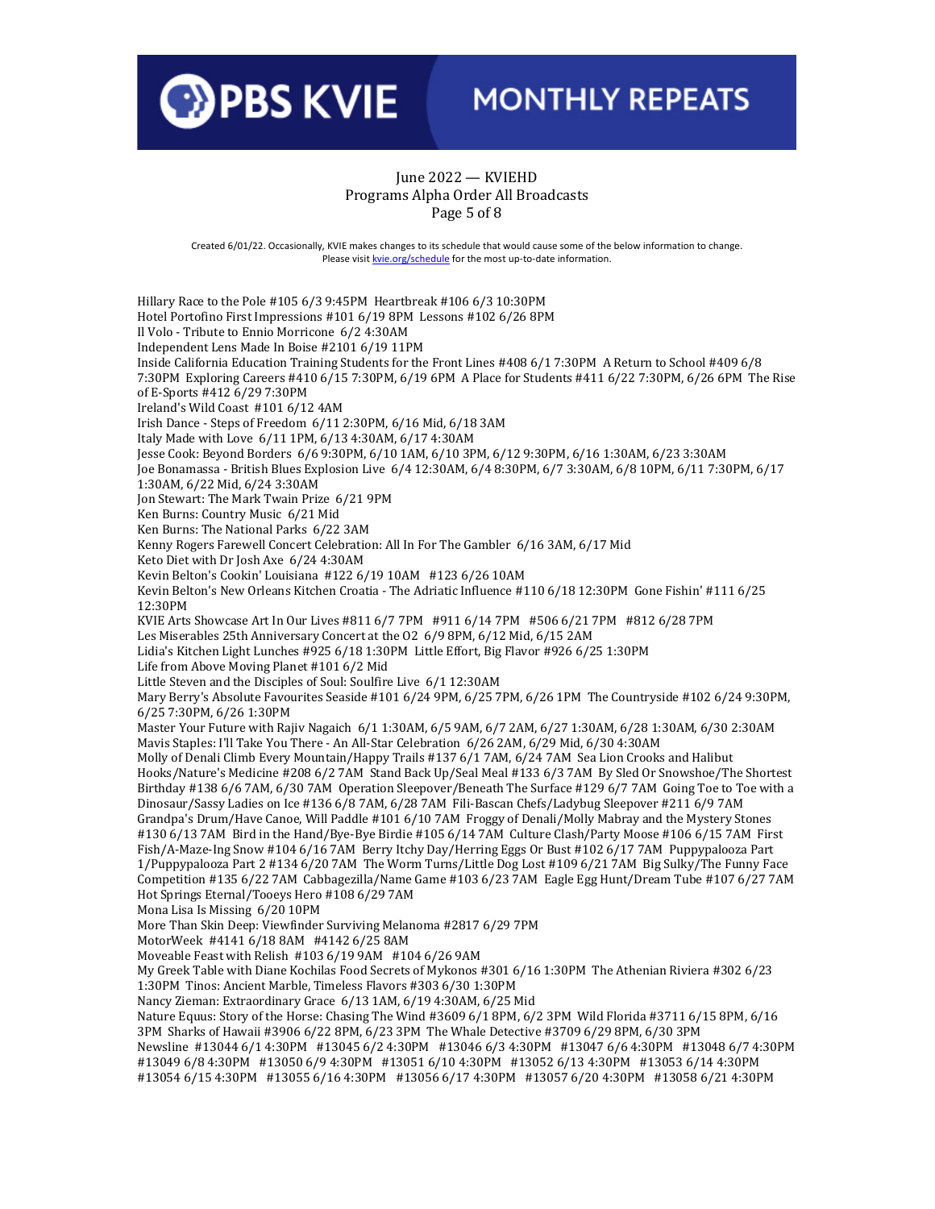# PBS KVIE MONTHLY REPEATS

June 2022 — KVIEHD
Programs Alpha Order All Broadcasts
Page 5 of 8

Created 6/01/22. Occasionally, KVIE makes changes to its schedule that would cause some of the below information to change. Please visit kvie.org/schedule for the most up-to-date information.

Hillary Race to the Pole #105 6/3 9:45PM Heartbreak #106 6/3 10:30PM
Hotel Portofino First Impressions #101 6/19 8PM Lessons #102 6/26 8PM
Il Volo - Tribute to Ennio Morricone 6/2 4:30AM
Independent Lens Made In Boise #2101 6/19 11PM
Inside California Education Training Students for the Front Lines #408 6/1 7:30PM A Return to School #409 6/8 7:30PM Exploring Careers #410 6/15 7:30PM, 6/19 6PM A Place for Students #411 6/22 7:30PM, 6/26 6PM The Rise of E-Sports #412 6/29 7:30PM
Ireland's Wild Coast #101 6/12 4AM
Irish Dance - Steps of Freedom 6/11 2:30PM, 6/16 Mid, 6/18 3AM
Italy Made with Love 6/11 1PM, 6/13 4:30AM, 6/17 4:30AM
Jesse Cook: Beyond Borders 6/6 9:30PM, 6/10 1AM, 6/10 3PM, 6/12 9:30PM, 6/16 1:30AM, 6/23 3:30AM
Joe Bonamassa - British Blues Explosion Live 6/4 12:30AM, 6/4 8:30PM, 6/7 3:30AM, 6/8 10PM, 6/11 7:30PM, 6/17 1:30AM, 6/22 Mid, 6/24 3:30AM
Jon Stewart: The Mark Twain Prize 6/21 9PM
Ken Burns: Country Music 6/21 Mid
Ken Burns: The National Parks 6/22 3AM
Kenny Rogers Farewell Concert Celebration: All In For The Gambler 6/16 3AM, 6/17 Mid
Keto Diet with Dr Josh Axe 6/24 4:30AM
Kevin Belton's Cookin' Louisiana #122 6/19 10AM #123 6/26 10AM
Kevin Belton's New Orleans Kitchen Croatia - The Adriatic Influence #110 6/18 12:30PM Gone Fishin' #111 6/25 12:30PM
KVIE Arts Showcase Art In Our Lives #811 6/7 7PM #911 6/14 7PM #506 6/21 7PM #812 6/28 7PM
Les Miserables 25th Anniversary Concert at the O2 6/9 8PM, 6/12 Mid, 6/15 2AM
Lidia's Kitchen Light Lunches #925 6/18 1:30PM Little Effort, Big Flavor #926 6/25 1:30PM
Life from Above Moving Planet #101 6/2 Mid
Little Steven and the Disciples of Soul: Soulfire Live 6/1 12:30AM
Mary Berry's Absolute Favourites Seaside #101 6/24 9PM, 6/25 7PM, 6/26 1PM The Countryside #102 6/24 9:30PM, 6/25 7:30PM, 6/26 1:30PM
Master Your Future with Rajiv Nagaich 6/1 1:30AM, 6/5 9AM, 6/7 2AM, 6/27 1:30AM, 6/28 1:30AM, 6/30 2:30AM
Mavis Staples: I'll Take You There - An All-Star Celebration 6/26 2AM, 6/29 Mid, 6/30 4:30AM
Molly of Denali Climb Every Mountain/Happy Trails #137 6/1 7AM, 6/24 7AM Sea Lion Crooks and Halibut Hooks/Nature's Medicine #208 6/2 7AM Stand Back Up/Seal Meal #133 6/3 7AM By Sled Or Snowshoe/The Shortest Birthday #138 6/6 7AM, 6/30 7AM Operation Sleepover/Beneath The Surface #129 6/7 7AM Going Toe to Toe with a Dinosaur/Sassy Ladies on Ice #136 6/8 7AM, 6/28 7AM Fili-Bascan Chefs/Ladybug Sleepover #211 6/9 7AM Grandpa's Drum/Have Canoe, Will Paddle #101 6/10 7AM Froggy of Denali/Molly Mabray and the Mystery Stones #130 6/13 7AM Bird in the Hand/Bye-Bye Birdie #105 6/14 7AM Culture Clash/Party Moose #106 6/15 7AM First Fish/A-Maze-Ing Snow #104 6/16 7AM Berry Itchy Day/Herring Eggs Or Bust #102 6/17 7AM Puppypalooza Part 1/Puppypalooza Part 2 #134 6/20 7AM The Worm Turns/Little Dog Lost #109 6/21 7AM Big Sulky/The Funny Face Competition #135 6/22 7AM Cabbagezilla/Name Game #103 6/23 7AM Eagle Egg Hunt/Dream Tube #107 6/27 7AM Hot Springs Eternal/Tooeys Hero #108 6/29 7AM
Mona Lisa Is Missing 6/20 10PM
More Than Skin Deep: Viewfinder Surviving Melanoma #2817 6/29 7PM
MotorWeek #4141 6/18 8AM #4142 6/25 8AM
Moveable Feast with Relish #103 6/19 9AM #104 6/26 9AM
My Greek Table with Diane Kochilas Food Secrets of Mykonos #301 6/16 1:30PM The Athenian Riviera #302 6/23 1:30PM Tinos: Ancient Marble, Timeless Flavors #303 6/30 1:30PM
Nancy Zieman: Extraordinary Grace 6/13 1AM, 6/19 4:30AM, 6/25 Mid
Nature Equus: Story of the Horse: Chasing The Wind #3609 6/1 8PM, 6/2 3PM Wild Florida #3711 6/15 8PM, 6/16 3PM Sharks of Hawaii #3906 6/22 8PM, 6/23 3PM The Whale Detective #3709 6/29 8PM, 6/30 3PM
Newsline #13044 6/1 4:30PM #13045 6/2 4:30PM #13046 6/3 4:30PM #13047 6/6 4:30PM #13048 6/7 4:30PM #13049 6/8 4:30PM #13050 6/9 4:30PM #13051 6/10 4:30PM #13052 6/13 4:30PM #13053 6/14 4:30PM #13054 6/15 4:30PM #13055 6/16 4:30PM #13056 6/17 4:30PM #13057 6/20 4:30PM #13058 6/21 4:30PM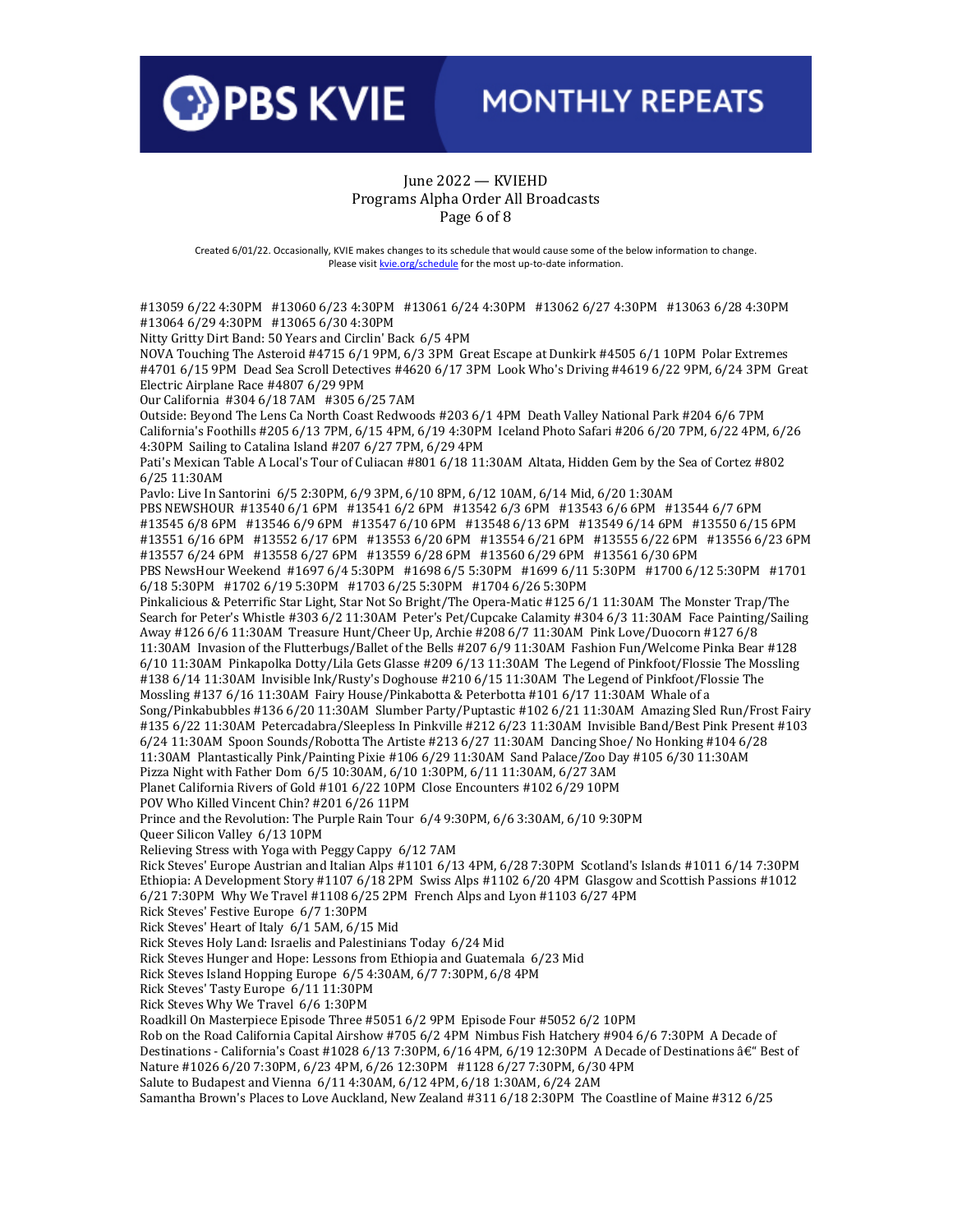# PBS KVIE — MONTHLY REPEATS

June 2022 — KVIEHD
Programs Alpha Order All Broadcasts
Page 6 of 8

Created 6/01/22. Occasionally, KVIE makes changes to its schedule that would cause some of the below information to change. Please visit kvie.org/schedule for the most up-to-date information.

#13059 6/22 4:30PM #13060 6/23 4:30PM #13061 6/24 4:30PM #13062 6/27 4:30PM #13063 6/28 4:30PM #13064 6/29 4:30PM #13065 6/30 4:30PM

Nitty Gritty Dirt Band: 50 Years and Circlin' Back 6/5 4PM

NOVA Touching The Asteroid #4715 6/1 9PM, 6/3 3PM Great Escape at Dunkirk #4505 6/1 10PM Polar Extremes #4701 6/15 9PM Dead Sea Scroll Detectives #4620 6/17 3PM Look Who's Driving #4619 6/22 9PM, 6/24 3PM Great Electric Airplane Race #4807 6/29 9PM

Our California #304 6/18 7AM #305 6/25 7AM

Outside: Beyond The Lens Ca North Coast Redwoods #203 6/1 4PM Death Valley National Park #204 6/6 7PM California's Foothills #205 6/13 7PM, 6/15 4PM, 6/19 4:30PM Iceland Photo Safari #206 6/20 7PM, 6/22 4PM, 6/26 4:30PM Sailing to Catalina Island #207 6/27 7PM, 6/29 4PM

Pati's Mexican Table A Local's Tour of Culiacan #801 6/18 11:30AM Altata, Hidden Gem by the Sea of Cortez #802 6/25 11:30AM

Pavlo: Live In Santorini 6/5 2:30PM, 6/9 3PM, 6/10 8PM, 6/12 10AM, 6/14 Mid, 6/20 1:30AM

PBS NEWSHOUR #13540 6/1 6PM #13541 6/2 6PM #13542 6/3 6PM #13543 6/6 6PM #13544 6/7 6PM #13545 6/8 6PM #13546 6/9 6PM #13547 6/10 6PM #13548 6/13 6PM #13549 6/14 6PM #13550 6/15 6PM #13551 6/16 6PM #13552 6/17 6PM #13553 6/20 6PM #13554 6/21 6PM #13555 6/22 6PM #13556 6/23 6PM #13557 6/24 6PM #13558 6/27 6PM #13559 6/28 6PM #13560 6/29 6PM #13561 6/30 6PM

PBS NewsHour Weekend #1697 6/4 5:30PM #1698 6/5 5:30PM #1699 6/11 5:30PM #1700 6/12 5:30PM #1701 6/18 5:30PM #1702 6/19 5:30PM #1703 6/25 5:30PM #1704 6/26 5:30PM

Pinkalicious & Peterrific Star Light, Star Not So Bright/The Opera-Matic #125 6/1 11:30AM The Monster Trap/The Search for Peter's Whistle #303 6/2 11:30AM Peter's Pet/Cupcake Calamity #304 6/3 11:30AM Face Painting/Sailing Away #126 6/6 11:30AM Treasure Hunt/Cheer Up, Archie #208 6/7 11:30AM Pink Love/Duocorn #127 6/8 11:30AM Invasion of the Flutterbugs/Ballet of the Bells #207 6/9 11:30AM Fashion Fun/Welcome Pinka Bear #128 6/10 11:30AM Pinkapolka Dotty/Lila Gets Glasse #209 6/13 11:30AM The Legend of Pinkfoot/Flossie The Mossling #138 6/14 11:30AM Invisible Ink/Rusty's Doghouse #210 6/15 11:30AM The Legend of Pinkfoot/Flossie The Mossling #137 6/16 11:30AM Fairy House/Pinkabotta & Peterbotta #101 6/17 11:30AM Whale of a Song/Pinkabubbles #136 6/20 11:30AM Slumber Party/Puptastic #102 6/21 11:30AM Amazing Sled Run/Frost Fairy #135 6/22 11:30AM Petercadabra/Sleepless In Pinkville #212 6/23 11:30AM Invisible Band/Best Pink Present #103 6/24 11:30AM Spoon Sounds/Robotta The Artiste #213 6/27 11:30AM Dancing Shoe/ No Honking #104 6/28 11:30AM Plantastically Pink/Painting Pixie #106 6/29 11:30AM Sand Palace/Zoo Day #105 6/30 11:30AM

Pizza Night with Father Dom 6/5 10:30AM, 6/10 1:30PM, 6/11 11:30AM, 6/27 3AM

Planet California Rivers of Gold #101 6/22 10PM Close Encounters #102 6/29 10PM

POV Who Killed Vincent Chin? #201 6/26 11PM

Prince and the Revolution: The Purple Rain Tour 6/4 9:30PM, 6/6 3:30AM, 6/10 9:30PM

Queer Silicon Valley 6/13 10PM

Relieving Stress with Yoga with Peggy Cappy 6/12 7AM

Rick Steves' Europe Austrian and Italian Alps #1101 6/13 4PM, 6/28 7:30PM Scotland's Islands #1011 6/14 7:30PM Ethiopia: A Development Story #1107 6/18 2PM Swiss Alps #1102 6/20 4PM Glasgow and Scottish Passions #1012 6/21 7:30PM Why We Travel #1108 6/25 2PM French Alps and Lyon #1103 6/27 4PM

Rick Steves' Festive Europe 6/7 1:30PM

Rick Steves' Heart of Italy 6/1 5AM, 6/15 Mid

Rick Steves Holy Land: Israelis and Palestinians Today 6/24 Mid

Rick Steves Hunger and Hope: Lessons from Ethiopia and Guatemala 6/23 Mid

Rick Steves Island Hopping Europe 6/5 4:30AM, 6/7 7:30PM, 6/8 4PM

Rick Steves' Tasty Europe 6/11 11:30PM

Rick Steves Why We Travel 6/6 1:30PM

Roadkill On Masterpiece Episode Three #5051 6/2 9PM Episode Four #5052 6/2 10PM

Rob on the Road California Capital Airshow #705 6/2 4PM Nimbus Fish Hatchery #904 6/6 7:30PM A Decade of Destinations - California's Coast #1028 6/13 7:30PM, 6/16 4PM, 6/19 12:30PM A Decade of Destinations â€" Best of Nature #1026 6/20 7:30PM, 6/23 4PM, 6/26 12:30PM #1128 6/27 7:30PM, 6/30 4PM

Salute to Budapest and Vienna 6/11 4:30AM, 6/12 4PM, 6/18 1:30AM, 6/24 2AM

Samantha Brown's Places to Love Auckland, New Zealand #311 6/18 2:30PM The Coastline of Maine #312 6/25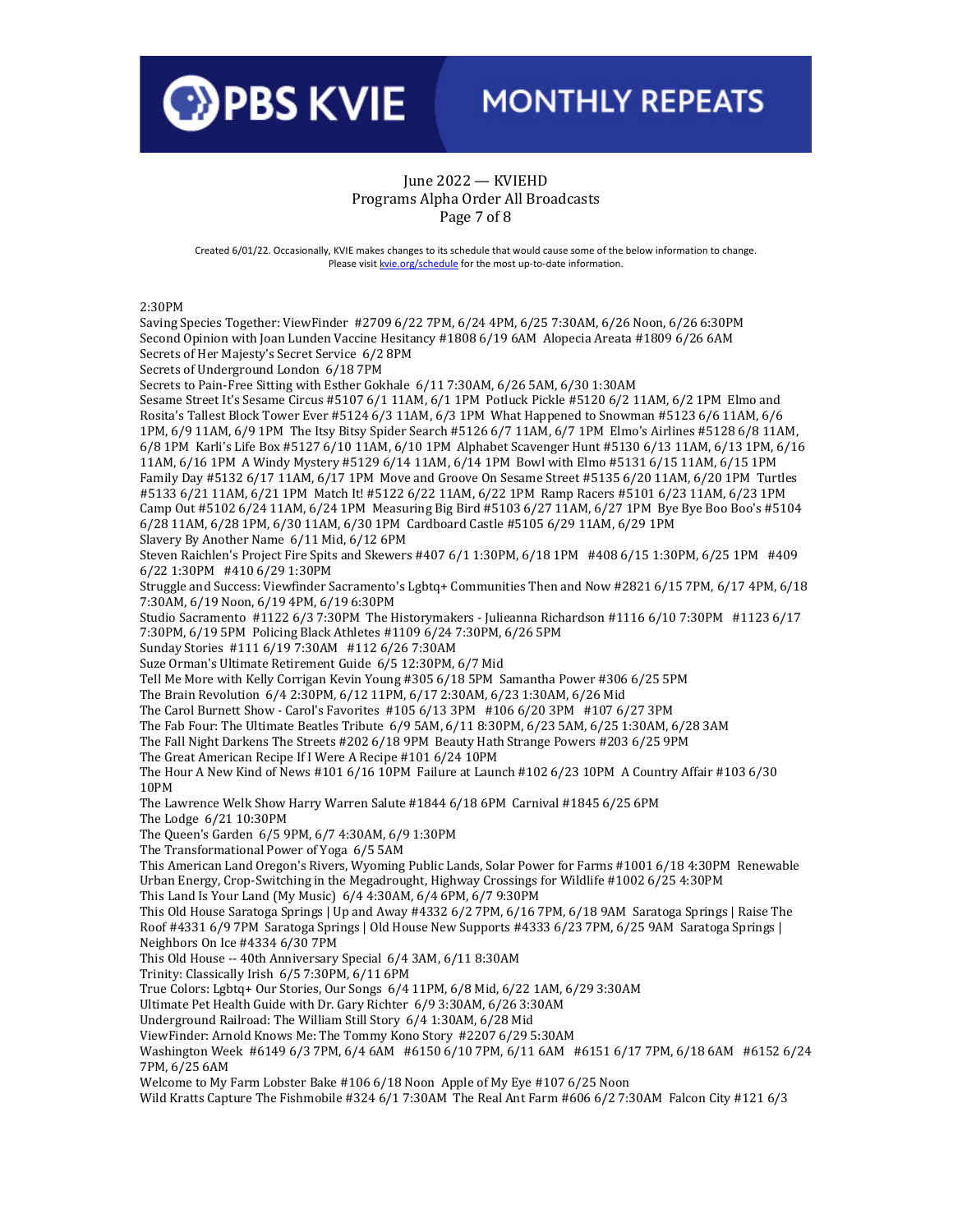# PBS KVIE MONTHLY REPEATS

June 2022 — KVIEHD
Programs Alpha Order All Broadcasts

Created 6/01/22. Occasionally, KVIE makes changes to its schedule that would cause some of the below information to change. Please visit kvie.org/schedule for the most up-to-date information.

2:30PM
Saving Species Together: ViewFinder #2709 6/22 7PM, 6/24 4PM, 6/25 7:30AM, 6/26 Noon, 6/26 6:30PM
Second Opinion with Joan Lunden Vaccine Hesitancy #1808 6/19 6AM Alopecia Areata #1809 6/26 6AM
Secrets of Her Majesty's Secret Service 6/2 8PM
Secrets of Underground London 6/18 7PM
Secrets to Pain-Free Sitting with Esther Gokhale 6/11 7:30AM, 6/26 5AM, 6/30 1:30AM
Sesame Street It's Sesame Circus #5107 6/1 11AM, 6/1 1PM Potluck Pickle #5120 6/2 11AM, 6/2 1PM Elmo and Rosita's Tallest Block Tower Ever #5124 6/3 11AM, 6/3 1PM What Happened to Snowman #5123 6/6 11AM, 6/6 1PM, 6/9 11AM, 6/9 1PM The Itsy Bitsy Spider Search #5126 6/7 11AM, 6/7 1PM Elmo's Airlines #5128 6/8 11AM, 6/8 1PM Karli's Life Box #5127 6/10 11AM, 6/10 1PM Alphabet Scavenger Hunt #5130 6/13 11AM, 6/13 1PM, 6/16 11AM, 6/16 1PM A Windy Mystery #5129 6/14 11AM, 6/14 1PM Bowl with Elmo #5131 6/15 11AM, 6/15 1PM Family Day #5132 6/17 11AM, 6/17 1PM Move and Groove On Sesame Street #5135 6/20 11AM, 6/20 1PM Turtles #5133 6/21 11AM, 6/21 1PM Match It! #5122 6/22 11AM, 6/22 1PM Ramp Racers #5101 6/23 11AM, 6/23 1PM Camp Out #5102 6/24 11AM, 6/24 1PM Measuring Big Bird #5103 6/27 11AM, 6/27 1PM Bye Bye Boo Boo's #5104 6/28 11AM, 6/28 1PM, 6/30 11AM, 6/30 1PM Cardboard Castle #5105 6/29 11AM, 6/29 1PM
Slavery By Another Name 6/11 Mid, 6/12 6PM
Steven Raichlen's Project Fire Spits and Skewers #407 6/1 1:30PM, 6/18 1PM #408 6/15 1:30PM, 6/25 1PM #409 6/22 1:30PM #410 6/29 1:30PM
Struggle and Success: Viewfinder Sacramento's Lgbtq+ Communities Then and Now #2821 6/15 7PM, 6/17 4PM, 6/18 7:30AM, 6/19 Noon, 6/19 4PM, 6/19 6:30PM
Studio Sacramento #1122 6/3 7:30PM The Historymakers - Julieanna Richardson #1116 6/10 7:30PM #1123 6/17 7:30PM, 6/19 5PM Policing Black Athletes #1109 6/24 7:30PM, 6/26 5PM
Sunday Stories #111 6/19 7:30AM #112 6/26 7:30AM
Suze Orman's Ultimate Retirement Guide 6/5 12:30PM, 6/7 Mid
Tell Me More with Kelly Corrigan Kevin Young #305 6/18 5PM Samantha Power #306 6/25 5PM
The Brain Revolution 6/4 2:30PM, 6/12 11PM, 6/17 2:30AM, 6/23 1:30AM, 6/26 Mid
The Carol Burnett Show - Carol's Favorites #105 6/13 3PM #106 6/20 3PM #107 6/27 3PM
The Fab Four: The Ultimate Beatles Tribute 6/9 5AM, 6/11 8:30PM, 6/23 5AM, 6/25 1:30AM, 6/28 3AM
The Fall Night Darkens The Streets #202 6/18 9PM Beauty Hath Strange Powers #203 6/25 9PM
The Great American Recipe If I Were A Recipe #101 6/24 10PM
The Hour A New Kind of News #101 6/16 10PM Failure at Launch #102 6/23 10PM A Country Affair #103 6/30 10PM
The Lawrence Welk Show Harry Warren Salute #1844 6/18 6PM Carnival #1845 6/25 6PM
The Lodge 6/21 10:30PM
The Queen's Garden 6/5 9PM, 6/7 4:30AM, 6/9 1:30PM
The Transformational Power of Yoga 6/5 5AM
This American Land Oregon's Rivers, Wyoming Public Lands, Solar Power for Farms #1001 6/18 4:30PM Renewable Urban Energy, Crop-Switching in the Megadrought, Highway Crossings for Wildlife #1002 6/25 4:30PM
This Land Is Your Land (My Music) 6/4 4:30AM, 6/4 6PM, 6/7 9:30PM
This Old House Saratoga Springs | Up and Away #4332 6/2 7PM, 6/16 7PM, 6/18 9AM Saratoga Springs | Raise The Roof #4331 6/9 7PM Saratoga Springs | Old House New Supports #4333 6/23 7PM, 6/25 9AM Saratoga Springs | Neighbors On Ice #4334 6/30 7PM
This Old House -- 40th Anniversary Special 6/4 3AM, 6/11 8:30AM
Trinity: Classically Irish 6/5 7:30PM, 6/11 6PM
True Colors: Lgbtq+ Our Stories, Our Songs 6/4 11PM, 6/8 Mid, 6/22 1AM, 6/29 3:30AM
Ultimate Pet Health Guide with Dr. Gary Richter 6/9 3:30AM, 6/26 3:30AM
Underground Railroad: The William Still Story 6/4 1:30AM, 6/28 Mid
ViewFinder: Arnold Knows Me: The Tommy Kono Story #2207 6/29 5:30AM
Washington Week #6149 6/3 7PM, 6/4 6AM #6150 6/10 7PM, 6/11 6AM #6151 6/17 7PM, 6/18 6AM #6152 6/24 7PM, 6/25 6AM
Welcome to My Farm Lobster Bake #106 6/18 Noon Apple of My Eye #107 6/25 Noon
Wild Kratts Capture The Fishmobile #324 6/1 7:30AM The Real Ant Farm #606 6/2 7:30AM Falcon City #121 6/3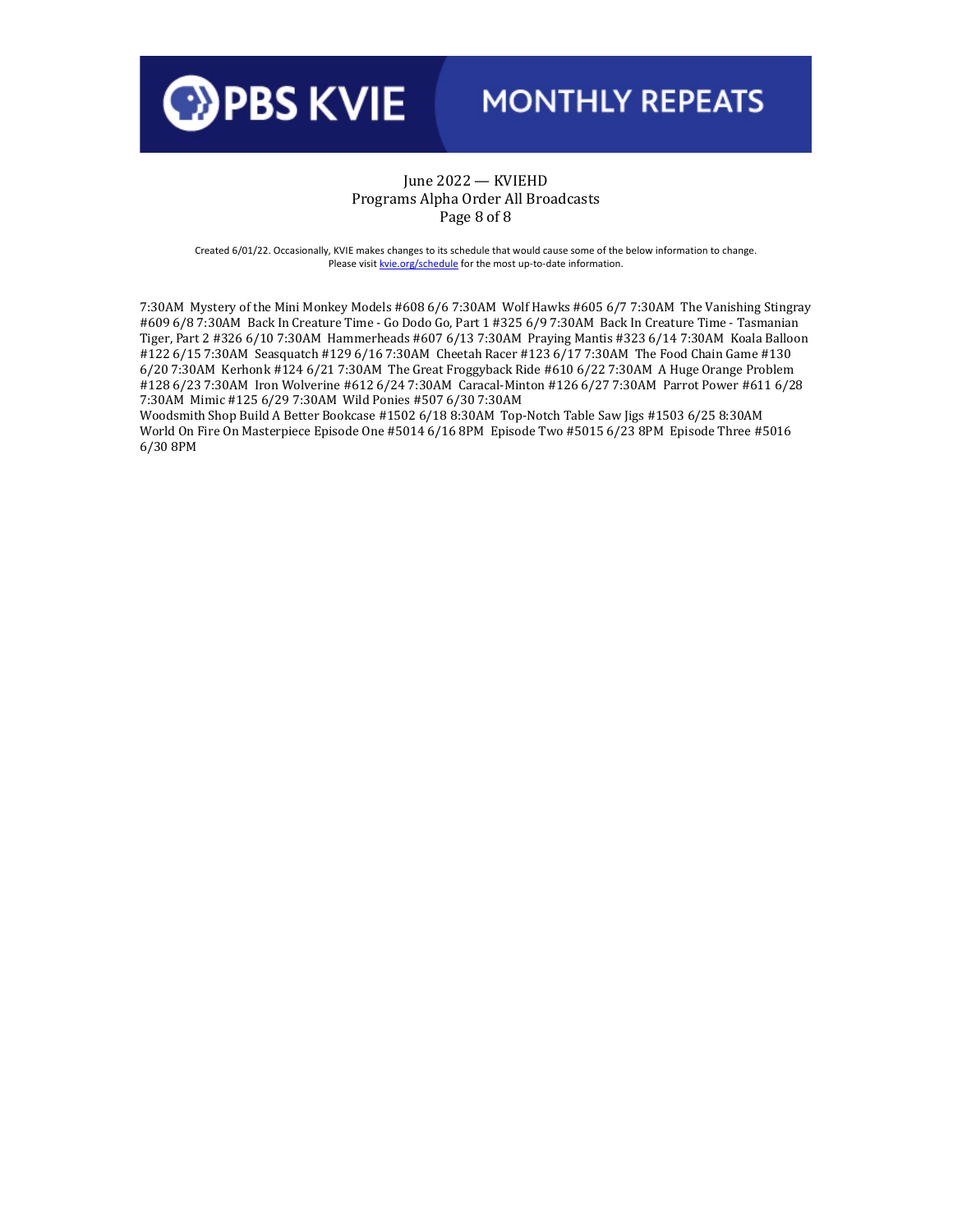PBS KVIE MONTHLY REPEATS

June 2022 — KVIEHD
Programs Alpha Order All Broadcasts

Created 6/01/22. Occasionally, KVIE makes changes to its schedule that would cause some of the below information to change. Please visit kvie.org/schedule for the most up-to-date information.

7:30AM Mystery of the Mini Monkey Models #608 6/6 7:30AM Wolf Hawks #605 6/7 7:30AM The Vanishing Stingray #609 6/8 7:30AM Back In Creature Time - Go Dodo Go, Part 1 #325 6/9 7:30AM Back In Creature Time - Tasmanian Tiger, Part 2 #326 6/10 7:30AM Hammerheads #607 6/13 7:30AM Praying Mantis #323 6/14 7:30AM Koala Balloon #122 6/15 7:30AM Seasquatch #129 6/16 7:30AM Cheetah Racer #123 6/17 7:30AM The Food Chain Game #130 6/20 7:30AM Kerhonk #124 6/21 7:30AM The Great Froggyback Ride #610 6/22 7:30AM A Huge Orange Problem #128 6/23 7:30AM Iron Wolverine #612 6/24 7:30AM Caracal-Minton #126 6/27 7:30AM Parrot Power #611 6/28 7:30AM Mimic #125 6/29 7:30AM Wild Ponies #507 6/30 7:30AM

Woodsmith Shop Build A Better Bookcase #1502 6/18 8:30AM Top-Notch Table Saw Jigs #1503 6/25 8:30AM

World On Fire On Masterpiece Episode One #5014 6/16 8PM Episode Two #5015 6/23 8PM Episode Three #5016 6/30 8PM